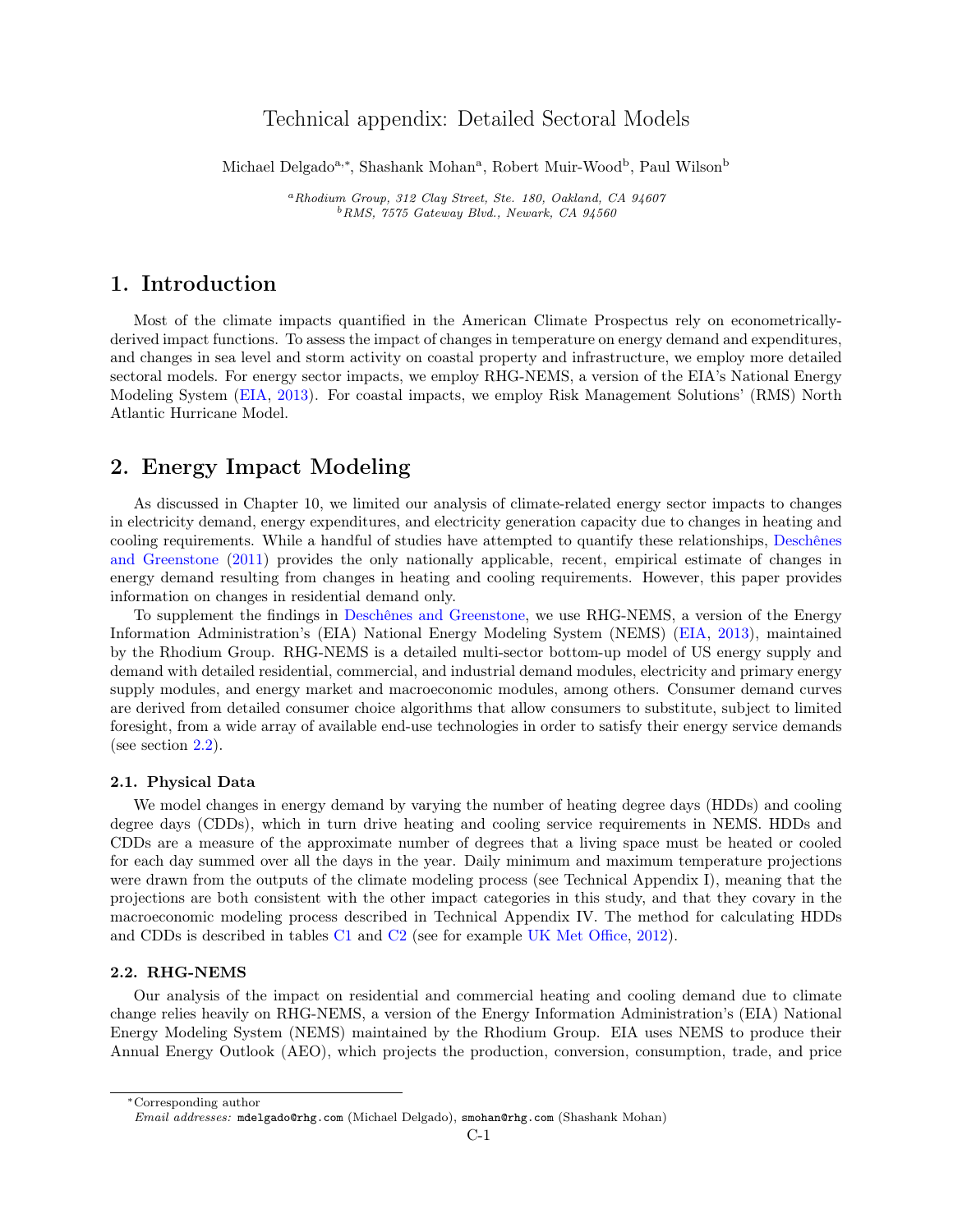# Technical appendix: Detailed Sectoral Models

Michael Delgado[a,*], Shashank Mohan[a], Robert Muir-Wood[b], Paul Wilson[b]

[a] *Rhodium Group, 312 Clay Street, Ste. 180, Oakland, CA 94607*
[b] *RMS, 7575 Gateway Blvd., Newark, CA 94560*

## 1. Introduction

Most of the climate impacts quantified in the American Climate Prospectus rely on econometrically-derived impact functions. To assess the impact of changes in temperature on energy demand and expenditures, and changes in sea level and storm activity on coastal property and infrastructure, we employ more detailed sectoral models. For energy sector impacts, we employ RHG-NEMS, a version of the EIA's National Energy Modeling System (EIA, 2013). For coastal impacts, we employ Risk Management Solutions' (RMS) North Atlantic Hurricane Model.

## 2. Energy Impact Modeling

As discussed in Chapter 10, we limited our analysis of climate-related energy sector impacts to changes in electricity demand, energy expenditures, and electricity generation capacity due to changes in heating and cooling requirements. While a handful of studies have attempted to quantify these relationships, Deschênes and Greenstone (2011) provides the only nationally applicable, recent, empirical estimate of changes in energy demand resulting from changes in heating and cooling requirements. However, this paper provides information on changes in residential demand only.

To supplement the findings in Deschênes and Greenstone, we use RHG-NEMS, a version of the Energy Information Administration's (EIA) National Energy Modeling System (NEMS) (EIA, 2013), maintained by the Rhodium Group. RHG-NEMS is a detailed multi-sector bottom-up model of US energy supply and demand with detailed residential, commercial, and industrial demand modules, electricity and primary energy supply modules, and energy market and macroeconomic modules, among others. Consumer demand curves are derived from detailed consumer choice algorithms that allow consumers to substitute, subject to limited foresight, from a wide array of available end-use technologies in order to satisfy their energy service demands (see section 2.2).

### 2.1. Physical Data

We model changes in energy demand by varying the number of heating degree days (HDDs) and cooling degree days (CDDs), which in turn drive heating and cooling service requirements in NEMS. HDDs and CDDs are a measure of the approximate number of degrees that a living space must be heated or cooled for each day summed over all the days in the year. Daily minimum and maximum temperature projections were drawn from the outputs of the climate modeling process (see Technical Appendix I), meaning that the projections are both consistent with the other impact categories in this study, and that they covary in the macroeconomic modeling process described in Technical Appendix IV. The method for calculating HDDs and CDDs is described in tables C1 and C2 (see for example UK Met Office, 2012).

### 2.2. RHG-NEMS

Our analysis of the impact on residential and commercial heating and cooling demand due to climate change relies heavily on RHG-NEMS, a version of the Energy Information Administration's (EIA) National Energy Modeling System (NEMS) maintained by the Rhodium Group. EIA uses NEMS to produce their Annual Energy Outlook (AEO), which projects the production, conversion, consumption, trade, and price

---

[*] Corresponding author
*Email addresses:* mdelgado@rhg.com (Michael Delgado), smohan@rhg.com (Shashank Mohan)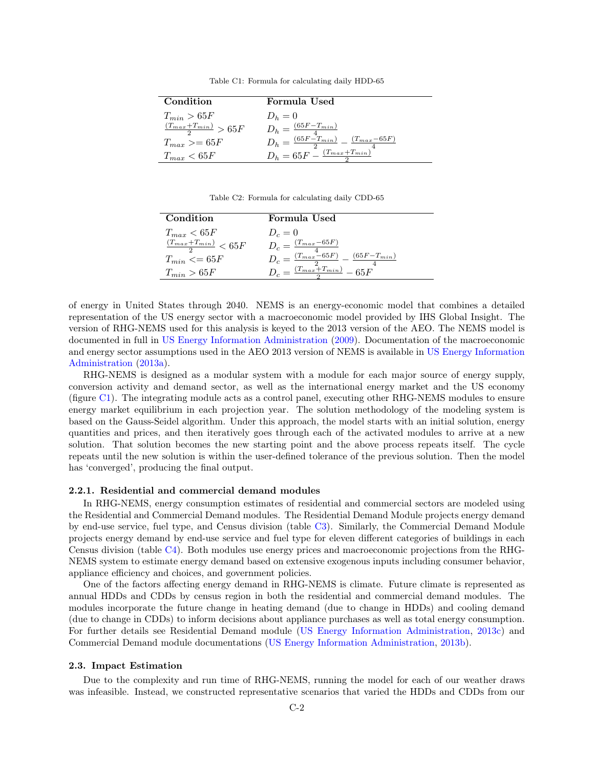Table C1: Formula for calculating daily HDD-65

| Condition | Formula Used |
| --- | --- |
| $T_{min} > 65F$ | $D_h = 0$ |
| $\frac{(T_{max}+T_{min})}{2} > 65F$ | $D_h = \frac{(65F-T_{min})}{4}$ |
| $T_{max} >= 65F$ | $D_h = \frac{(65F-T_{min})}{2} - \frac{(T_{max}-65F)}{4}$ |
| $T_{max} < 65F$ | $D_h = 65F - \frac{(T_{max}+T_{min})}{2}$ |

Table C2: Formula for calculating daily CDD-65

| Condition | Formula Used |
| --- | --- |
| $T_{max} < 65F$ | $D_c = 0$ |
| $\frac{(T_{max}+T_{min})}{2} < 65F$ | $D_c = \frac{(T_{max}-65F)}{4}$ |
| $T_{min} <= 65F$ | $D_c = \frac{(T_{max}-65F)}{2} - \frac{(65F-T_{min})}{4}$ |
| $T_{min} > 65F$ | $D_c = \frac{(T_{max}+T_{min})}{2} - 65F$ |

of energy in United States through 2040. NEMS is an energy-economic model that combines a detailed representation of the US energy sector with a macroeconomic model provided by IHS Global Insight. The version of RHG-NEMS used for this analysis is keyed to the 2013 version of the AEO. The NEMS model is documented in full in US Energy Information Administration (2009). Documentation of the macroeconomic and energy sector assumptions used in the AEO 2013 version of NEMS is available in US Energy Information Administration (2013a).

RHG-NEMS is designed as a modular system with a module for each major source of energy supply, conversion activity and demand sector, as well as the international energy market and the US economy (figure C1). The integrating module acts as a control panel, executing other RHG-NEMS modules to ensure energy market equilibrium in each projection year. The solution methodology of the modeling system is based on the Gauss-Seidel algorithm. Under this approach, the model starts with an initial solution, energy quantities and prices, and then iteratively goes through each of the activated modules to arrive at a new solution. That solution becomes the new starting point and the above process repeats itself. The cycle repeats until the new solution is within the user-defined tolerance of the previous solution. Then the model has 'converged', producing the final output.

#### 2.2.1. Residential and commercial demand modules

In RHG-NEMS, energy consumption estimates of residential and commercial sectors are modeled using the Residential and Commercial Demand modules. The Residential Demand Module projects energy demand by end-use service, fuel type, and Census division (table C3). Similarly, the Commercial Demand Module projects energy demand by end-use service and fuel type for eleven different categories of buildings in each Census division (table C4). Both modules use energy prices and macroeconomic projections from the RHG-NEMS system to estimate energy demand based on extensive exogenous inputs including consumer behavior, appliance efficiency and choices, and government policies.

One of the factors affecting energy demand in RHG-NEMS is climate. Future climate is represented as annual HDDs and CDDs by census region in both the residential and commercial demand modules. The modules incorporate the future change in heating demand (due to change in HDDs) and cooling demand (due to change in CDDs) to inform decisions about appliance purchases as well as total energy consumption. For further details see Residential Demand module (US Energy Information Administration, 2013c) and Commercial Demand module documentations (US Energy Information Administration, 2013b).

### 2.3. Impact Estimation

Due to the complexity and run time of RHG-NEMS, running the model for each of our weather draws was infeasible. Instead, we constructed representative scenarios that varied the HDDs and CDDs from our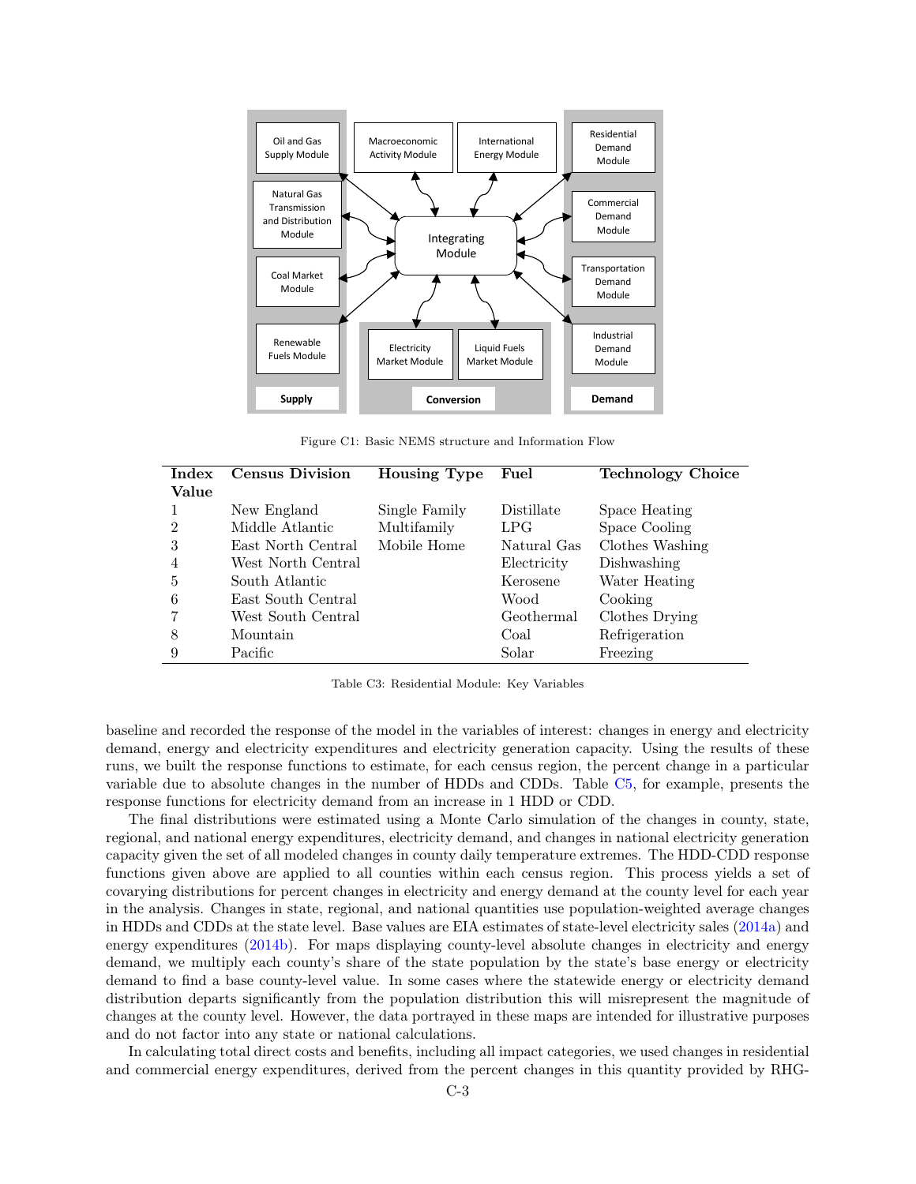Oil and Gas Supply Module

Natural Gas Transmission and Distribution Module

Coal Market Module

Renewable Fuels Module

Supply

Macroeconomic Activity Module

International Energy Module

Integrating Module

Electricity Market Module

Liquid Fuels Market Module

Conversion

Residential Demand Module

Commercial Demand Module

Transportation Demand Module

Industrial Demand Module

Demand

Figure C1: Basic NEMS structure and Information Flow

| Index Value | Census Division | Housing Type | Fuel | Technology Choice |
|---|---|---|---|---|
| 1 | New England | Single Family | Distillate | Space Heating |
| 2 | Middle Atlantic | Multifamily | LPG | Space Cooling |
| 3 | East North Central | Mobile Home | Natural Gas | Clothes Washing |
| 4 | West North Central | | Electricity | Dishwashing |
| 5 | South Atlantic | | Kerosene | Water Heating |
| 6 | East South Central | | Wood | Cooking |
| 7 | West South Central | | Geothermal | Clothes Drying |
| 8 | Mountain | | Coal | Refrigeration |
| 9 | Pacific | | Solar | Freezing |

Table C3: Residential Module: Key Variables

baseline and recorded the response of the model in the variables of interest: changes in energy and electricity demand, energy and electricity expenditures and electricity generation capacity. Using the results of these runs, we built the response functions to estimate, for each census region, the percent change in a particular variable due to absolute changes in the number of HDDs and CDDs. Table C5, for example, presents the response functions for electricity demand from an increase in 1 HDD or CDD.

The final distributions were estimated using a Monte Carlo simulation of the changes in county, state, regional, and national energy expenditures, electricity demand, and changes in national electricity generation capacity given the set of all modeled changes in county daily temperature extremes. The HDD-CDD response functions given above are applied to all counties within each census region. This process yields a set of covarying distributions for percent changes in electricity and energy demand at the county level for each year in the analysis. Changes in state, regional, and national quantities use population-weighted average changes in HDDs and CDDs at the state level. Base values are EIA estimates of state-level electricity sales (2014a) and energy expenditures (2014b). For maps displaying county-level absolute changes in electricity and energy demand, we multiply each county's share of the state population by the state's base energy or electricity demand to find a base county-level value. In some cases where the statewide energy or electricity demand distribution departs significantly from the population distribution this will misrepresent the magnitude of changes at the county level. However, the data portrayed in these maps are intended for illustrative purposes and do not factor into any state or national calculations.

In calculating total direct costs and benefits, including all impact categories, we used changes in residential and commercial energy expenditures, derived from the percent changes in this quantity provided by RHG-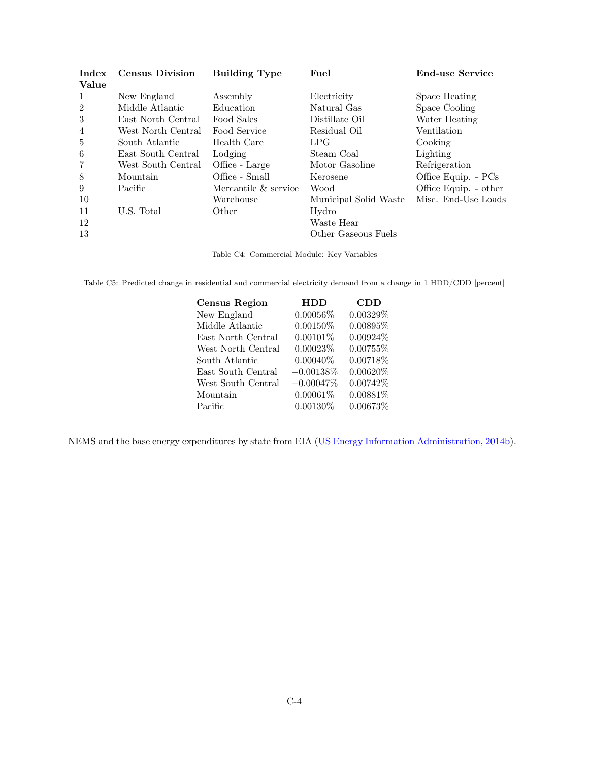| Index Value | Census Division | Building Type | Fuel | End-use Service |
|---|---|---|---|---|
| 1 | New England | Assembly | Electricity | Space Heating |
| 2 | Middle Atlantic | Education | Natural Gas | Space Cooling |
| 3 | East North Central | Food Sales | Distillate Oil | Water Heating |
| 4 | West North Central | Food Service | Residual Oil | Ventilation |
| 5 | South Atlantic | Health Care | LPG | Cooking |
| 6 | East South Central | Lodging | Steam Coal | Lighting |
| 7 | West South Central | Office - Large | Motor Gasoline | Refrigeration |
| 8 | Mountain | Office - Small | Kerosene | Office Equip. - PCs |
| 9 | Pacific | Mercantile & service | Wood | Office Equip. - other |
| 10 | | Warehouse | Municipal Solid Waste | Misc. End-Use Loads |
| 11 | U.S. Total | Other | Hydro | |
| 12 | | | Waste Hear | |
| 13 | | | Other Gaseous Fuels | |

Table C4: Commercial Module: Key Variables

Table C5: Predicted change in residential and commercial electricity demand from a change in 1 HDD/CDD [percent]

| Census Region | HDD | CDD |
|---|---|---|
| New England | 0.00056% | 0.00329% |
| Middle Atlantic | 0.00150% | 0.00895% |
| East North Central | 0.00101% | 0.00924% |
| West North Central | 0.00023% | 0.00755% |
| South Atlantic | 0.00040% | 0.00718% |
| East South Central | −0.00138% | 0.00620% |
| West South Central | −0.00047% | 0.00742% |
| Mountain | 0.00061% | 0.00881% |
| Pacific | 0.00130% | 0.00673% |

NEMS and the base energy expenditures by state from EIA (US Energy Information Administration, 2014b).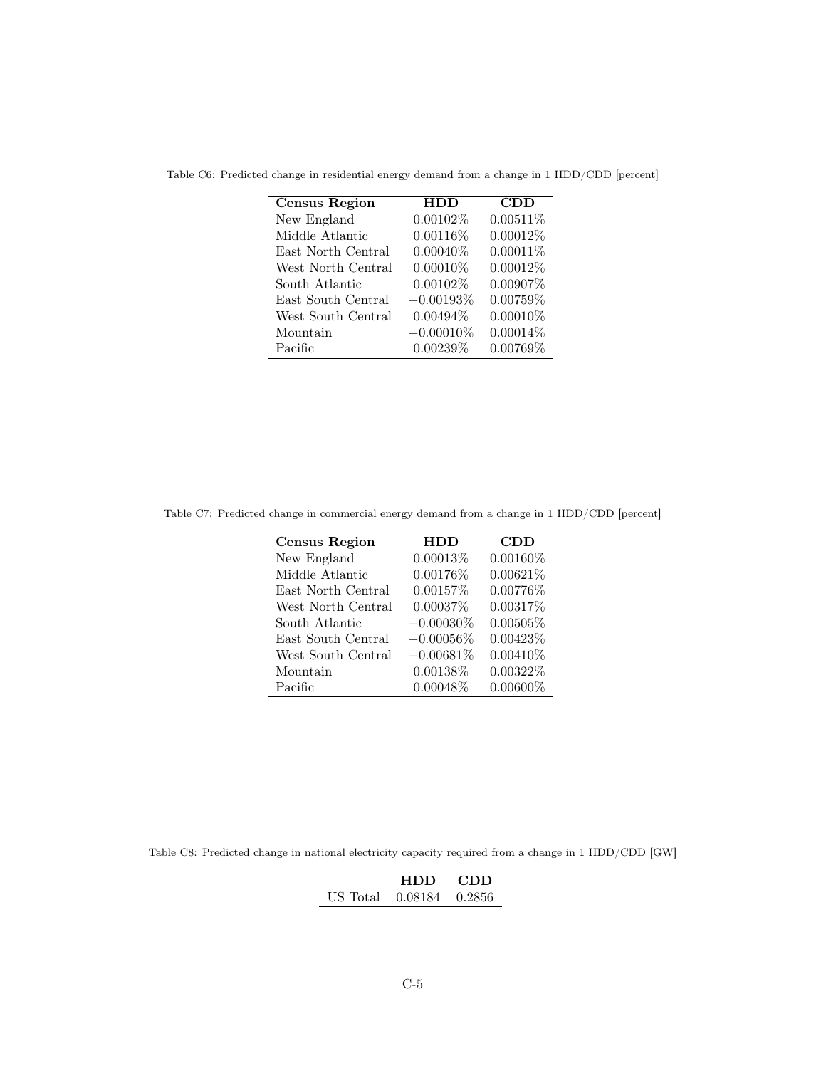Table C6: Predicted change in residential energy demand from a change in 1 HDD/CDD [percent]

| Census Region | HDD | CDD |
|---|---|---|
| New England | 0.00102% | 0.00511% |
| Middle Atlantic | 0.00116% | 0.00012% |
| East North Central | 0.00040% | 0.00011% |
| West North Central | 0.00010% | 0.00012% |
| South Atlantic | 0.00102% | 0.00907% |
| East South Central | −0.00193% | 0.00759% |
| West South Central | 0.00494% | 0.00010% |
| Mountain | −0.00010% | 0.00014% |
| Pacific | 0.00239% | 0.00769% |

Table C7: Predicted change in commercial energy demand from a change in 1 HDD/CDD [percent]

| Census Region | HDD | CDD |
|---|---|---|
| New England | 0.00013% | 0.00160% |
| Middle Atlantic | 0.00176% | 0.00621% |
| East North Central | 0.00157% | 0.00776% |
| West North Central | 0.00037% | 0.00317% |
| South Atlantic | −0.00030% | 0.00505% |
| East South Central | −0.00056% | 0.00423% |
| West South Central | −0.00681% | 0.00410% |
| Mountain | 0.00138% | 0.00322% |
| Pacific | 0.00048% | 0.00600% |

Table C8: Predicted change in national electricity capacity required from a change in 1 HDD/CDD [GW]

| | HDD | CDD |
|---|---|---|
| US Total | 0.08184 | 0.2856 |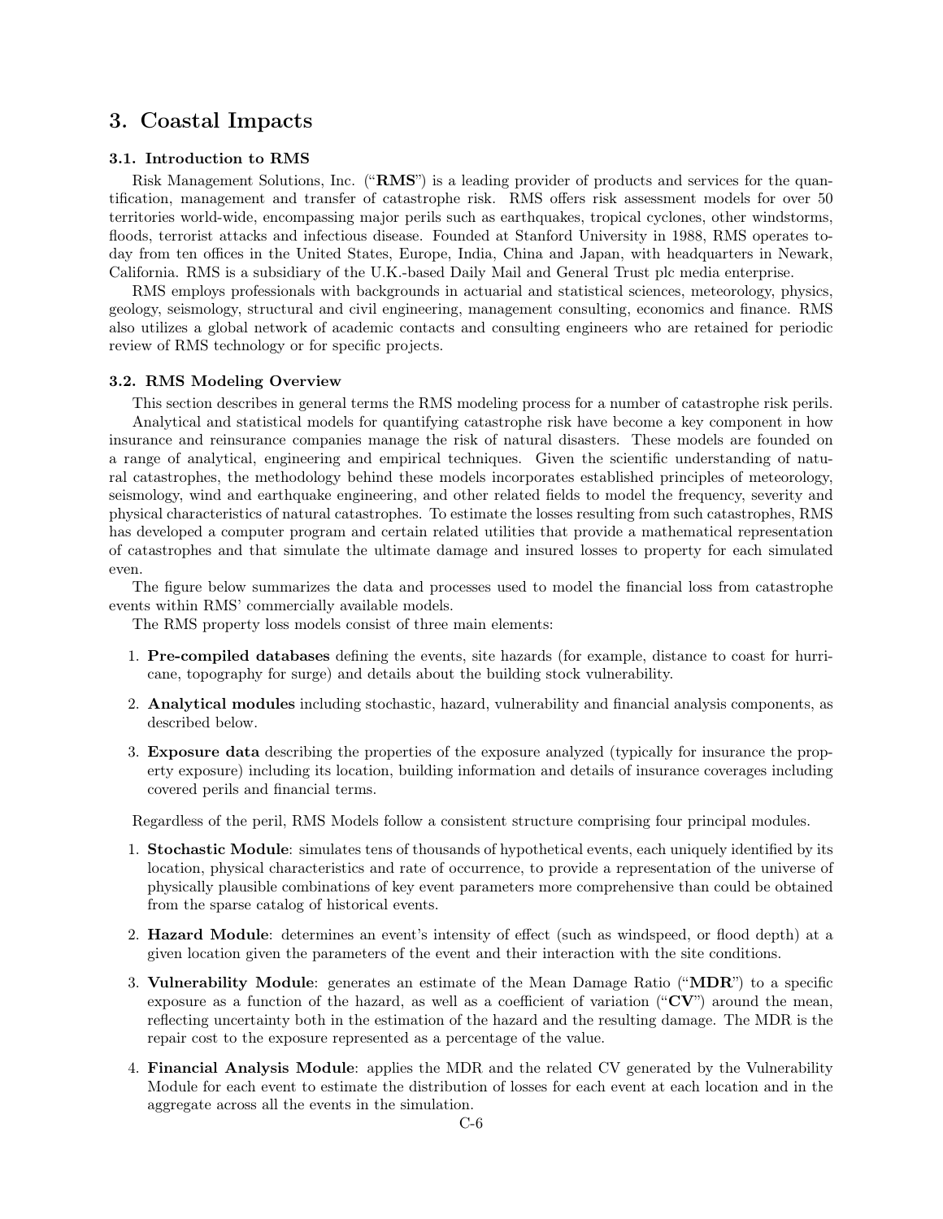# 3. Coastal Impacts

### 3.1. Introduction to RMS

Risk Management Solutions, Inc. ("**RMS**") is a leading provider of products and services for the quantification, management and transfer of catastrophe risk. RMS offers risk assessment models for over 50 territories world-wide, encompassing major perils such as earthquakes, tropical cyclones, other windstorms, floods, terrorist attacks and infectious disease. Founded at Stanford University in 1988, RMS operates today from ten offices in the United States, Europe, India, China and Japan, with headquarters in Newark, California. RMS is a subsidiary of the U.K.-based Daily Mail and General Trust plc media enterprise.

RMS employs professionals with backgrounds in actuarial and statistical sciences, meteorology, physics, geology, seismology, structural and civil engineering, management consulting, economics and finance. RMS also utilizes a global network of academic contacts and consulting engineers who are retained for periodic review of RMS technology or for specific projects.

### 3.2. RMS Modeling Overview

This section describes in general terms the RMS modeling process for a number of catastrophe risk perils.

Analytical and statistical models for quantifying catastrophe risk have become a key component in how insurance and reinsurance companies manage the risk of natural disasters. These models are founded on a range of analytical, engineering and empirical techniques. Given the scientific understanding of natural catastrophes, the methodology behind these models incorporates established principles of meteorology, seismology, wind and earthquake engineering, and other related fields to model the frequency, severity and physical characteristics of natural catastrophes. To estimate the losses resulting from such catastrophes, RMS has developed a computer program and certain related utilities that provide a mathematical representation of catastrophes and that simulate the ultimate damage and insured losses to property for each simulated even.

The figure below summarizes the data and processes used to model the financial loss from catastrophe events within RMS' commercially available models.

The RMS property loss models consist of three main elements:

1. **Pre-compiled databases** defining the events, site hazards (for example, distance to coast for hurricane, topography for surge) and details about the building stock vulnerability.
2. **Analytical modules** including stochastic, hazard, vulnerability and financial analysis components, as described below.
3. **Exposure data** describing the properties of the exposure analyzed (typically for insurance the property exposure) including its location, building information and details of insurance coverages including covered perils and financial terms.

Regardless of the peril, RMS Models follow a consistent structure comprising four principal modules.

1. **Stochastic Module**: simulates tens of thousands of hypothetical events, each uniquely identified by its location, physical characteristics and rate of occurrence, to provide a representation of the universe of physically plausible combinations of key event parameters more comprehensive than could be obtained from the sparse catalog of historical events.
2. **Hazard Module**: determines an event's intensity of effect (such as windspeed, or flood depth) at a given location given the parameters of the event and their interaction with the site conditions.
3. **Vulnerability Module**: generates an estimate of the Mean Damage Ratio ("**MDR**") to a specific exposure as a function of the hazard, as well as a coefficient of variation ("**CV**") around the mean, reflecting uncertainty both in the estimation of the hazard and the resulting damage. The MDR is the repair cost to the exposure represented as a percentage of the value.
4. **Financial Analysis Module**: applies the MDR and the related CV generated by the Vulnerability Module for each event to estimate the distribution of losses for each event at each location and in the aggregate across all the events in the simulation.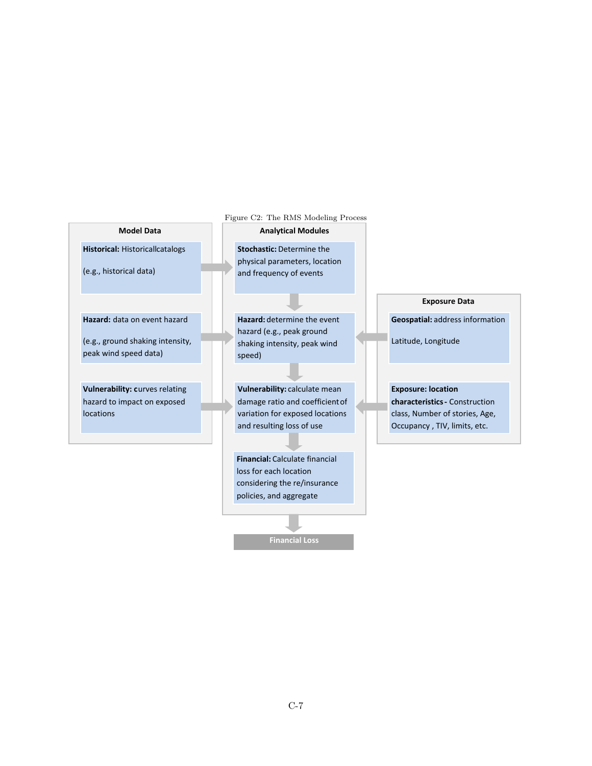Figure C2: The RMS Modeling Process

**Model Data**

**Historical:** Historicalcatalogs

(e.g., historical data)

**Hazard:** data on event hazard

(e.g., ground shaking intensity, peak wind speed data)

**Vulnerability:** curves relating hazard to impact on exposed locations

**Analytical Modules**

**Stochastic:** Determine the physical parameters, location and frequency of events

**Hazard:** determine the event hazard (e.g., peak ground shaking intensity, peak wind speed)

**Vulnerability:** calculate mean damage ratio and coefficient of variation for exposed locations and resulting loss of use

**Financial:** Calculate financial loss for each location considering the re/insurance policies, and aggregate

**Exposure Data**

**Geospatial:** address information

Latitude, Longitude

**Exposure: location characteristics** - Construction class, Number of stories, Age, Occupancy , TIV, limits, etc.

Financial Loss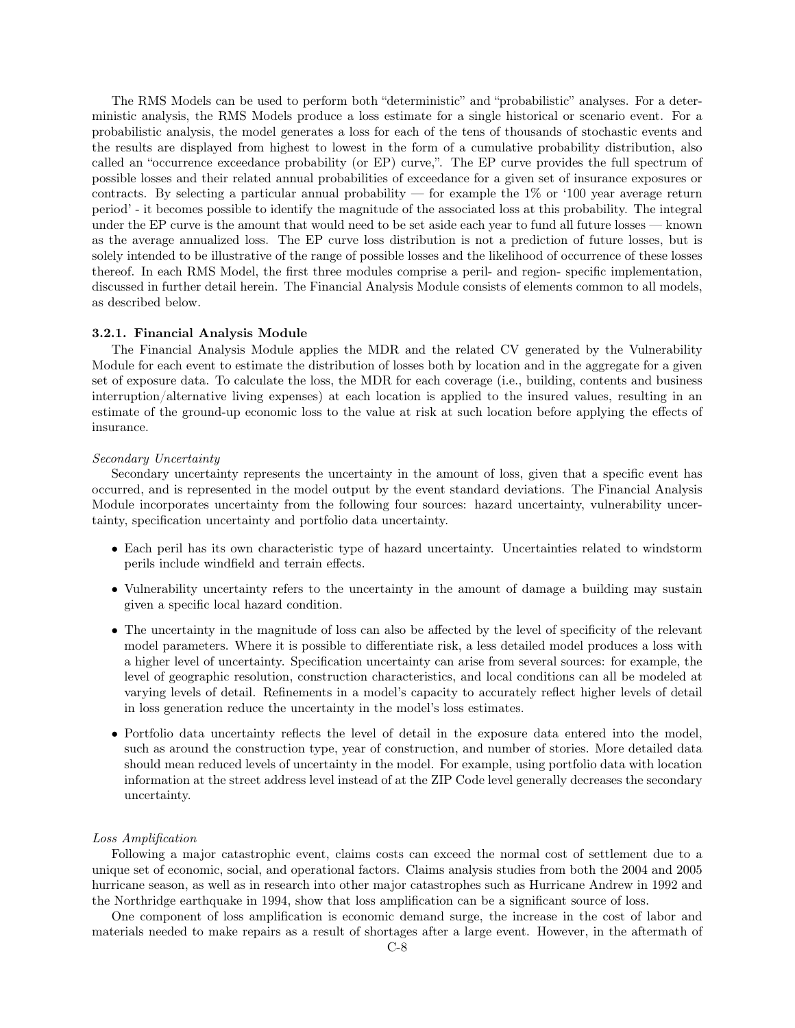The RMS Models can be used to perform both "deterministic" and "probabilistic" analyses. For a deterministic analysis, the RMS Models produce a loss estimate for a single historical or scenario event. For a probabilistic analysis, the model generates a loss for each of the tens of thousands of stochastic events and the results are displayed from highest to lowest in the form of a cumulative probability distribution, also called an "occurrence exceedance probability (or EP) curve,". The EP curve provides the full spectrum of possible losses and their related annual probabilities of exceedance for a given set of insurance exposures or contracts. By selecting a particular annual probability — for example the 1% or '100 year average return period' - it becomes possible to identify the magnitude of the associated loss at this probability. The integral under the EP curve is the amount that would need to be set aside each year to fund all future losses — known as the average annualized loss. The EP curve loss distribution is not a prediction of future losses, but is solely intended to be illustrative of the range of possible losses and the likelihood of occurrence of these losses thereof. In each RMS Model, the first three modules comprise a peril- and region- specific implementation, discussed in further detail herein. The Financial Analysis Module consists of elements common to all models, as described below.

### 3.2.1. Financial Analysis Module

The Financial Analysis Module applies the MDR and the related CV generated by the Vulnerability Module for each event to estimate the distribution of losses both by location and in the aggregate for a given set of exposure data. To calculate the loss, the MDR for each coverage (i.e., building, contents and business interruption/alternative living expenses) at each location is applied to the insured values, resulting in an estimate of the ground-up economic loss to the value at risk at such location before applying the effects of insurance.

*Secondary Uncertainty*

Secondary uncertainty represents the uncertainty in the amount of loss, given that a specific event has occurred, and is represented in the model output by the event standard deviations. The Financial Analysis Module incorporates uncertainty from the following four sources: hazard uncertainty, vulnerability uncertainty, specification uncertainty and portfolio data uncertainty.

- Each peril has its own characteristic type of hazard uncertainty. Uncertainties related to windstorm perils include windfield and terrain effects.
- Vulnerability uncertainty refers to the uncertainty in the amount of damage a building may sustain given a specific local hazard condition.
- The uncertainty in the magnitude of loss can also be affected by the level of specificity of the relevant model parameters. Where it is possible to differentiate risk, a less detailed model produces a loss with a higher level of uncertainty. Specification uncertainty can arise from several sources: for example, the level of geographic resolution, construction characteristics, and local conditions can all be modeled at varying levels of detail. Refinements in a model's capacity to accurately reflect higher levels of detail in loss generation reduce the uncertainty in the model's loss estimates.
- Portfolio data uncertainty reflects the level of detail in the exposure data entered into the model, such as around the construction type, year of construction, and number of stories. More detailed data should mean reduced levels of uncertainty in the model. For example, using portfolio data with location information at the street address level instead of at the ZIP Code level generally decreases the secondary uncertainty.

*Loss Amplification*

Following a major catastrophic event, claims costs can exceed the normal cost of settlement due to a unique set of economic, social, and operational factors. Claims analysis studies from both the 2004 and 2005 hurricane season, as well as in research into other major catastrophes such as Hurricane Andrew in 1992 and the Northridge earthquake in 1994, show that loss amplification can be a significant source of loss.

One component of loss amplification is economic demand surge, the increase in the cost of labor and materials needed to make repairs as a result of shortages after a large event. However, in the aftermath of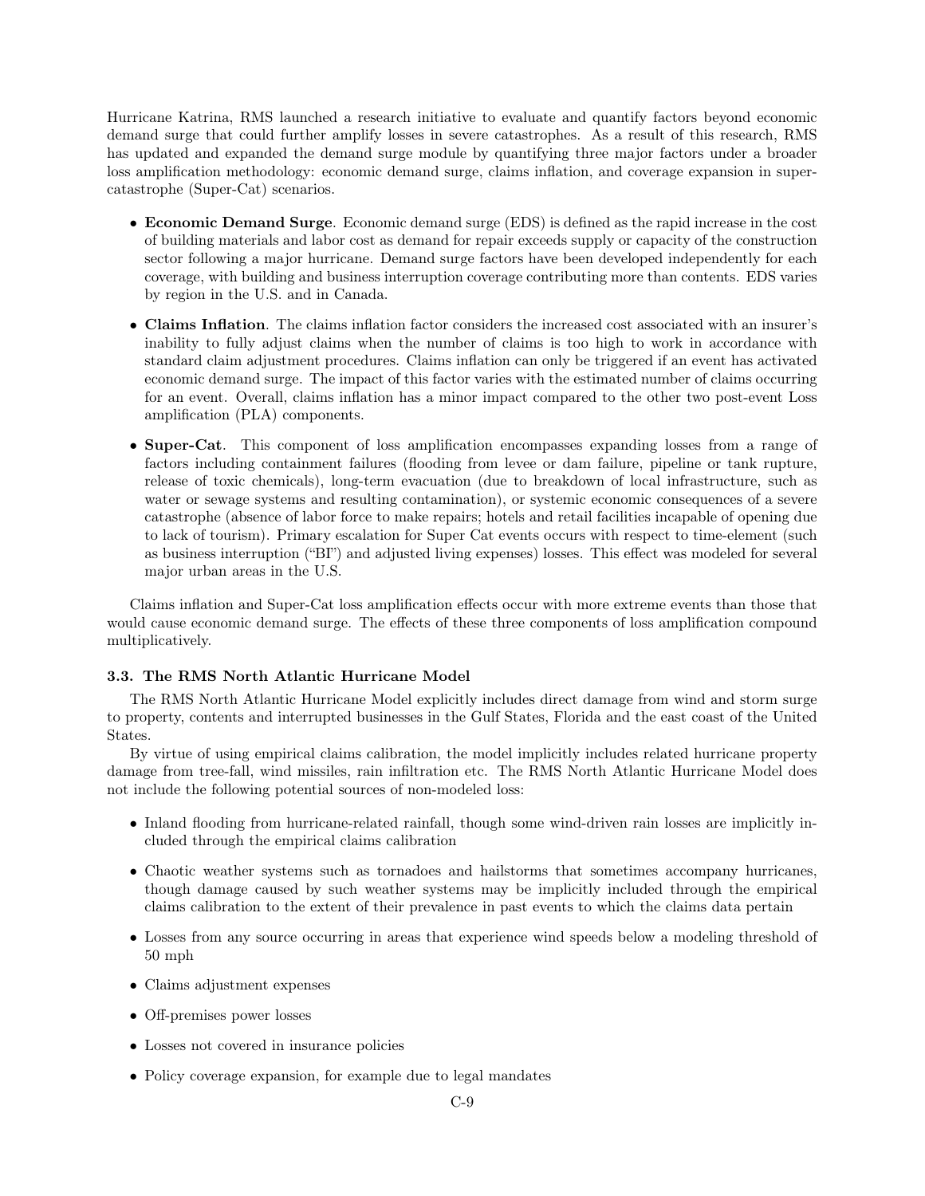Hurricane Katrina, RMS launched a research initiative to evaluate and quantify factors beyond economic demand surge that could further amplify losses in severe catastrophes. As a result of this research, RMS has updated and expanded the demand surge module by quantifying three major factors under a broader loss amplification methodology: economic demand surge, claims inflation, and coverage expansion in super-catastrophe (Super-Cat) scenarios.

- **Economic Demand Surge**. Economic demand surge (EDS) is defined as the rapid increase in the cost of building materials and labor cost as demand for repair exceeds supply or capacity of the construction sector following a major hurricane. Demand surge factors have been developed independently for each coverage, with building and business interruption coverage contributing more than contents. EDS varies by region in the U.S. and in Canada.

- **Claims Inflation**. The claims inflation factor considers the increased cost associated with an insurer's inability to fully adjust claims when the number of claims is too high to work in accordance with standard claim adjustment procedures. Claims inflation can only be triggered if an event has activated economic demand surge. The impact of this factor varies with the estimated number of claims occurring for an event. Overall, claims inflation has a minor impact compared to the other two post-event Loss amplification (PLA) components.

- **Super-Cat**. This component of loss amplification encompasses expanding losses from a range of factors including containment failures (flooding from levee or dam failure, pipeline or tank rupture, release of toxic chemicals), long-term evacuation (due to breakdown of local infrastructure, such as water or sewage systems and resulting contamination), or systemic economic consequences of a severe catastrophe (absence of labor force to make repairs; hotels and retail facilities incapable of opening due to lack of tourism). Primary escalation for Super Cat events occurs with respect to time-element (such as business interruption ("BI") and adjusted living expenses) losses. This effect was modeled for several major urban areas in the U.S.

Claims inflation and Super-Cat loss amplification effects occur with more extreme events than those that would cause economic demand surge. The effects of these three components of loss amplification compound multiplicatively.

### 3.3. The RMS North Atlantic Hurricane Model

The RMS North Atlantic Hurricane Model explicitly includes direct damage from wind and storm surge to property, contents and interrupted businesses in the Gulf States, Florida and the east coast of the United States.

By virtue of using empirical claims calibration, the model implicitly includes related hurricane property damage from tree-fall, wind missiles, rain infiltration etc. The RMS North Atlantic Hurricane Model does not include the following potential sources of non-modeled loss:

- Inland flooding from hurricane-related rainfall, though some wind-driven rain losses are implicitly included through the empirical claims calibration
- Chaotic weather systems such as tornadoes and hailstorms that sometimes accompany hurricanes, though damage caused by such weather systems may be implicitly included through the empirical claims calibration to the extent of their prevalence in past events to which the claims data pertain
- Losses from any source occurring in areas that experience wind speeds below a modeling threshold of 50 mph
- Claims adjustment expenses
- Off-premises power losses
- Losses not covered in insurance policies
- Policy coverage expansion, for example due to legal mandates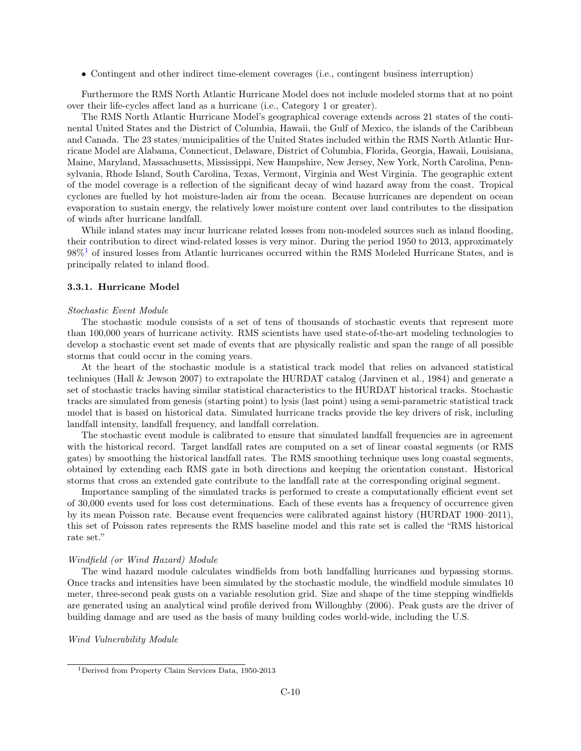- Contingent and other indirect time-element coverages (i.e., contingent business interruption)

Furthermore the RMS North Atlantic Hurricane Model does not include modeled storms that at no point over their life-cycles affect land as a hurricane (i.e., Category 1 or greater).

The RMS North Atlantic Hurricane Model's geographical coverage extends across 21 states of the continental United States and the District of Columbia, Hawaii, the Gulf of Mexico, the islands of the Caribbean and Canada. The 23 states/municipalities of the United States included within the RMS North Atlantic Hurricane Model are Alabama, Connecticut, Delaware, District of Columbia, Florida, Georgia, Hawaii, Louisiana, Maine, Maryland, Massachusetts, Mississippi, New Hampshire, New Jersey, New York, North Carolina, Pennsylvania, Rhode Island, South Carolina, Texas, Vermont, Virginia and West Virginia. The geographic extent of the model coverage is a reflection of the significant decay of wind hazard away from the coast. Tropical cyclones are fuelled by hot moisture-laden air from the ocean. Because hurricanes are dependent on ocean evaporation to sustain energy, the relatively lower moisture content over land contributes to the dissipation of winds after hurricane landfall.

While inland states may incur hurricane related losses from non-modeled sources such as inland flooding, their contribution to direct wind-related losses is very minor. During the period 1950 to 2013, approximately 98%[1] of insured losses from Atlantic hurricanes occurred within the RMS Modeled Hurricane States, and is principally related to inland flood.

### 3.3.1. Hurricane Model

*Stochastic Event Module*

The stochastic module consists of a set of tens of thousands of stochastic events that represent more than 100,000 years of hurricane activity. RMS scientists have used state-of-the-art modeling technologies to develop a stochastic event set made of events that are physically realistic and span the range of all possible storms that could occur in the coming years.

At the heart of the stochastic module is a statistical track model that relies on advanced statistical techniques (Hall & Jewson 2007) to extrapolate the HURDAT catalog (Jarvinen et al., 1984) and generate a set of stochastic tracks having similar statistical characteristics to the HURDAT historical tracks. Stochastic tracks are simulated from genesis (starting point) to lysis (last point) using a semi-parametric statistical track model that is based on historical data. Simulated hurricane tracks provide the key drivers of risk, including landfall intensity, landfall frequency, and landfall correlation.

The stochastic event module is calibrated to ensure that simulated landfall frequencies are in agreement with the historical record. Target landfall rates are computed on a set of linear coastal segments (or RMS gates) by smoothing the historical landfall rates. The RMS smoothing technique uses long coastal segments, obtained by extending each RMS gate in both directions and keeping the orientation constant. Historical storms that cross an extended gate contribute to the landfall rate at the corresponding original segment.

Importance sampling of the simulated tracks is performed to create a computationally efficient event set of 30,000 events used for loss cost determinations. Each of these events has a frequency of occurrence given by its mean Poisson rate. Because event frequencies were calibrated against history (HURDAT 1900–2011), this set of Poisson rates represents the RMS baseline model and this rate set is called the "RMS historical rate set."

*Windfield (or Wind Hazard) Module*

The wind hazard module calculates windfields from both landfalling hurricanes and bypassing storms. Once tracks and intensities have been simulated by the stochastic module, the windfield module simulates 10 meter, three-second peak gusts on a variable resolution grid. Size and shape of the time stepping windfields are generated using an analytical wind profile derived from Willoughby (2006). Peak gusts are the driver of building damage and are used as the basis of many building codes world-wide, including the U.S.

*Wind Vulnerability Module*

[1] Derived from Property Claim Services Data, 1950-2013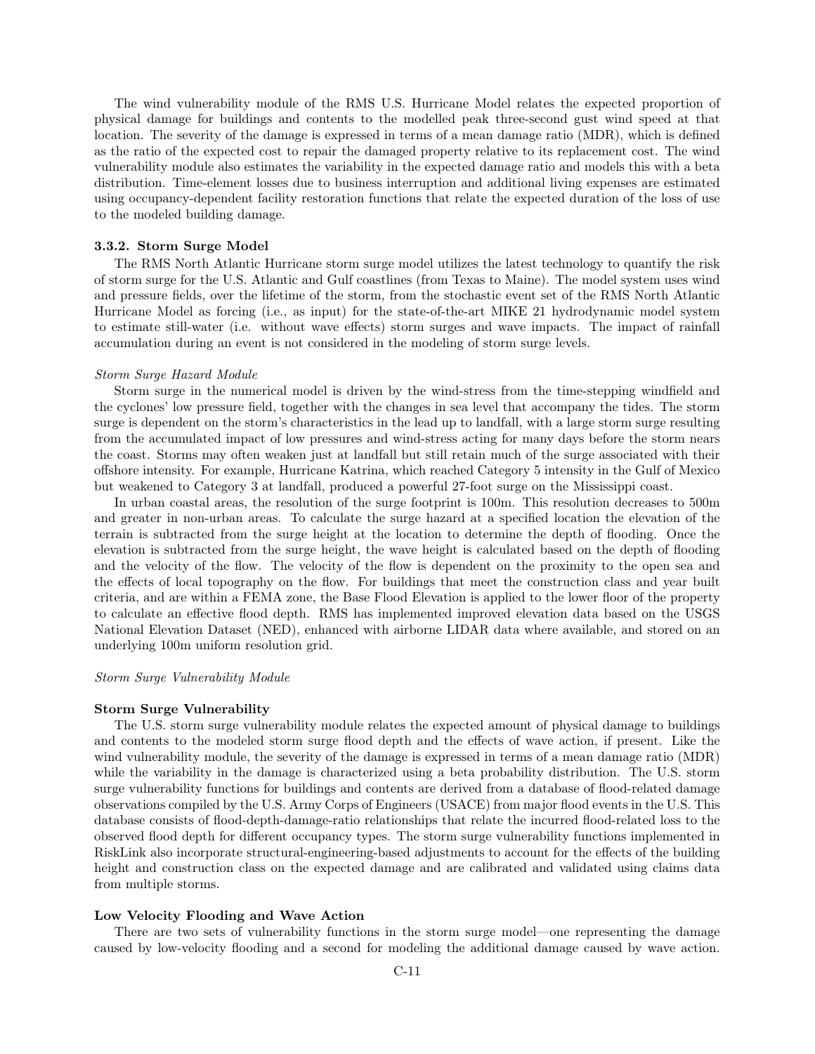The wind vulnerability module of the RMS U.S. Hurricane Model relates the expected proportion of physical damage for buildings and contents to the modelled peak three-second gust wind speed at that location. The severity of the damage is expressed in terms of a mean damage ratio (MDR), which is defined as the ratio of the expected cost to repair the damaged property relative to its replacement cost. The wind vulnerability module also estimates the variability in the expected damage ratio and models this with a beta distribution. Time-element losses due to business interruption and additional living expenses are estimated using occupancy-dependent facility restoration functions that relate the expected duration of the loss of use to the modeled building damage.

### 3.3.2. Storm Surge Model

The RMS North Atlantic Hurricane storm surge model utilizes the latest technology to quantify the risk of storm surge for the U.S. Atlantic and Gulf coastlines (from Texas to Maine). The model system uses wind and pressure fields, over the lifetime of the storm, from the stochastic event set of the RMS North Atlantic Hurricane Model as forcing (i.e., as input) for the state-of-the-art MIKE 21 hydrodynamic model system to estimate still-water (i.e. without wave effects) storm surges and wave impacts. The impact of rainfall accumulation during an event is not considered in the modeling of storm surge levels.

*Storm Surge Hazard Module*

Storm surge in the numerical model is driven by the wind-stress from the time-stepping windfield and the cyclones' low pressure field, together with the changes in sea level that accompany the tides. The storm surge is dependent on the storm's characteristics in the lead up to landfall, with a large storm surge resulting from the accumulated impact of low pressures and wind-stress acting for many days before the storm nears the coast. Storms may often weaken just at landfall but still retain much of the surge associated with their offshore intensity. For example, Hurricane Katrina, which reached Category 5 intensity in the Gulf of Mexico but weakened to Category 3 at landfall, produced a powerful 27-foot surge on the Mississippi coast.

In urban coastal areas, the resolution of the surge footprint is 100m. This resolution decreases to 500m and greater in non-urban areas. To calculate the surge hazard at a specified location the elevation of the terrain is subtracted from the surge height at the location to determine the depth of flooding. Once the elevation is subtracted from the surge height, the wave height is calculated based on the depth of flooding and the velocity of the flow. The velocity of the flow is dependent on the proximity to the open sea and the effects of local topography on the flow. For buildings that meet the construction class and year built criteria, and are within a FEMA zone, the Base Flood Elevation is applied to the lower floor of the property to calculate an effective flood depth. RMS has implemented improved elevation data based on the USGS National Elevation Dataset (NED), enhanced with airborne LIDAR data where available, and stored on an underlying 100m uniform resolution grid.

*Storm Surge Vulnerability Module*

**Storm Surge Vulnerability**

The U.S. storm surge vulnerability module relates the expected amount of physical damage to buildings and contents to the modeled storm surge flood depth and the effects of wave action, if present. Like the wind vulnerability module, the severity of the damage is expressed in terms of a mean damage ratio (MDR) while the variability in the damage is characterized using a beta probability distribution. The U.S. storm surge vulnerability functions for buildings and contents are derived from a database of flood-related damage observations compiled by the U.S. Army Corps of Engineers (USACE) from major flood events in the U.S. This database consists of flood-depth-damage-ratio relationships that relate the incurred flood-related loss to the observed flood depth for different occupancy types. The storm surge vulnerability functions implemented in RiskLink also incorporate structural-engineering-based adjustments to account for the effects of the building height and construction class on the expected damage and are calibrated and validated using claims data from multiple storms.

**Low Velocity Flooding and Wave Action**

There are two sets of vulnerability functions in the storm surge model—one representing the damage caused by low-velocity flooding and a second for modeling the additional damage caused by wave action.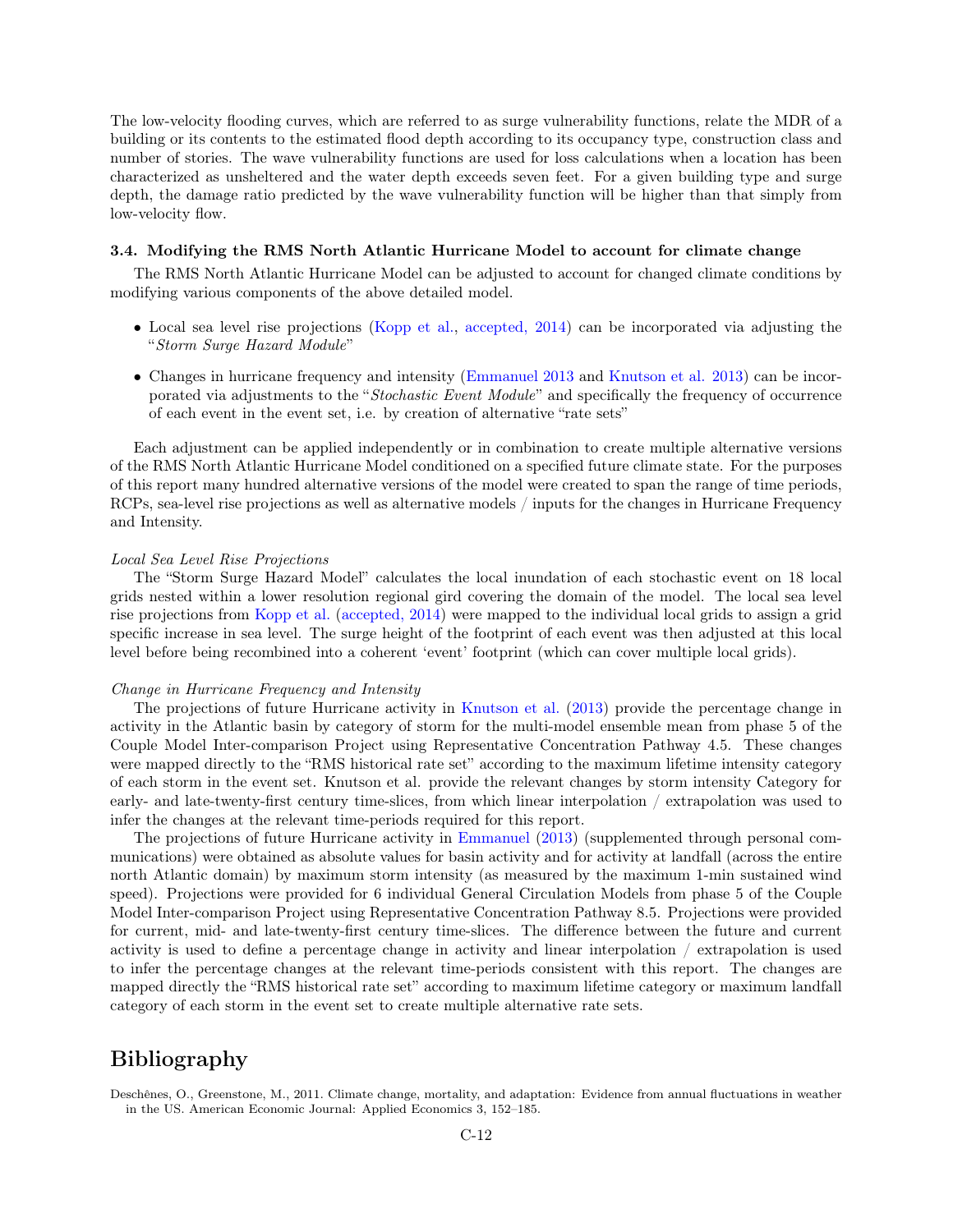The low-velocity flooding curves, which are referred to as surge vulnerability functions, relate the MDR of a building or its contents to the estimated flood depth according to its occupancy type, construction class and number of stories. The wave vulnerability functions are used for loss calculations when a location has been characterized as unsheltered and the water depth exceeds seven feet. For a given building type and surge depth, the damage ratio predicted by the wave vulnerability function will be higher than that simply from low-velocity flow.

### 3.4. Modifying the RMS North Atlantic Hurricane Model to account for climate change

The RMS North Atlantic Hurricane Model can be adjusted to account for changed climate conditions by modifying various components of the above detailed model.

- Local sea level rise projections (Kopp et al., accepted, 2014) can be incorporated via adjusting the "*Storm Surge Hazard Module*"
- Changes in hurricane frequency and intensity (Emmanuel 2013 and Knutson et al. 2013) can be incorporated via adjustments to the "*Stochastic Event Module*" and specifically the frequency of occurrence of each event in the event set, i.e. by creation of alternative "rate sets"

Each adjustment can be applied independently or in combination to create multiple alternative versions of the RMS North Atlantic Hurricane Model conditioned on a specified future climate state. For the purposes of this report many hundred alternative versions of the model were created to span the range of time periods, RCPs, sea-level rise projections as well as alternative models / inputs for the changes in Hurricane Frequency and Intensity.

*Local Sea Level Rise Projections*

The "Storm Surge Hazard Model" calculates the local inundation of each stochastic event on 18 local grids nested within a lower resolution regional gird covering the domain of the model. The local sea level rise projections from Kopp et al. (accepted, 2014) were mapped to the individual local grids to assign a grid specific increase in sea level. The surge height of the footprint of each event was then adjusted at this local level before being recombined into a coherent 'event' footprint (which can cover multiple local grids).

*Change in Hurricane Frequency and Intensity*

The projections of future Hurricane activity in Knutson et al. (2013) provide the percentage change in activity in the Atlantic basin by category of storm for the multi-model ensemble mean from phase 5 of the Couple Model Inter-comparison Project using Representative Concentration Pathway 4.5. These changes were mapped directly to the "RMS historical rate set" according to the maximum lifetime intensity category of each storm in the event set. Knutson et al. provide the relevant changes by storm intensity Category for early- and late-twenty-first century time-slices, from which linear interpolation / extrapolation was used to infer the changes at the relevant time-periods required for this report.

The projections of future Hurricane activity in Emmanuel (2013) (supplemented through personal communications) were obtained as absolute values for basin activity and for activity at landfall (across the entire north Atlantic domain) by maximum storm intensity (as measured by the maximum 1-min sustained wind speed). Projections were provided for 6 individual General Circulation Models from phase 5 of the Couple Model Inter-comparison Project using Representative Concentration Pathway 8.5. Projections were provided for current, mid- and late-twenty-first century time-slices. The difference between the future and current activity is used to define a percentage change in activity and linear interpolation / extrapolation is used to infer the percentage changes at the relevant time-periods consistent with this report. The changes are mapped directly the "RMS historical rate set" according to maximum lifetime category or maximum landfall category of each storm in the event set to create multiple alternative rate sets.

# Bibliography

Deschênes, O., Greenstone, M., 2011. Climate change, mortality, and adaptation: Evidence from annual fluctuations in weather in the US. American Economic Journal: Applied Economics 3, 152–185.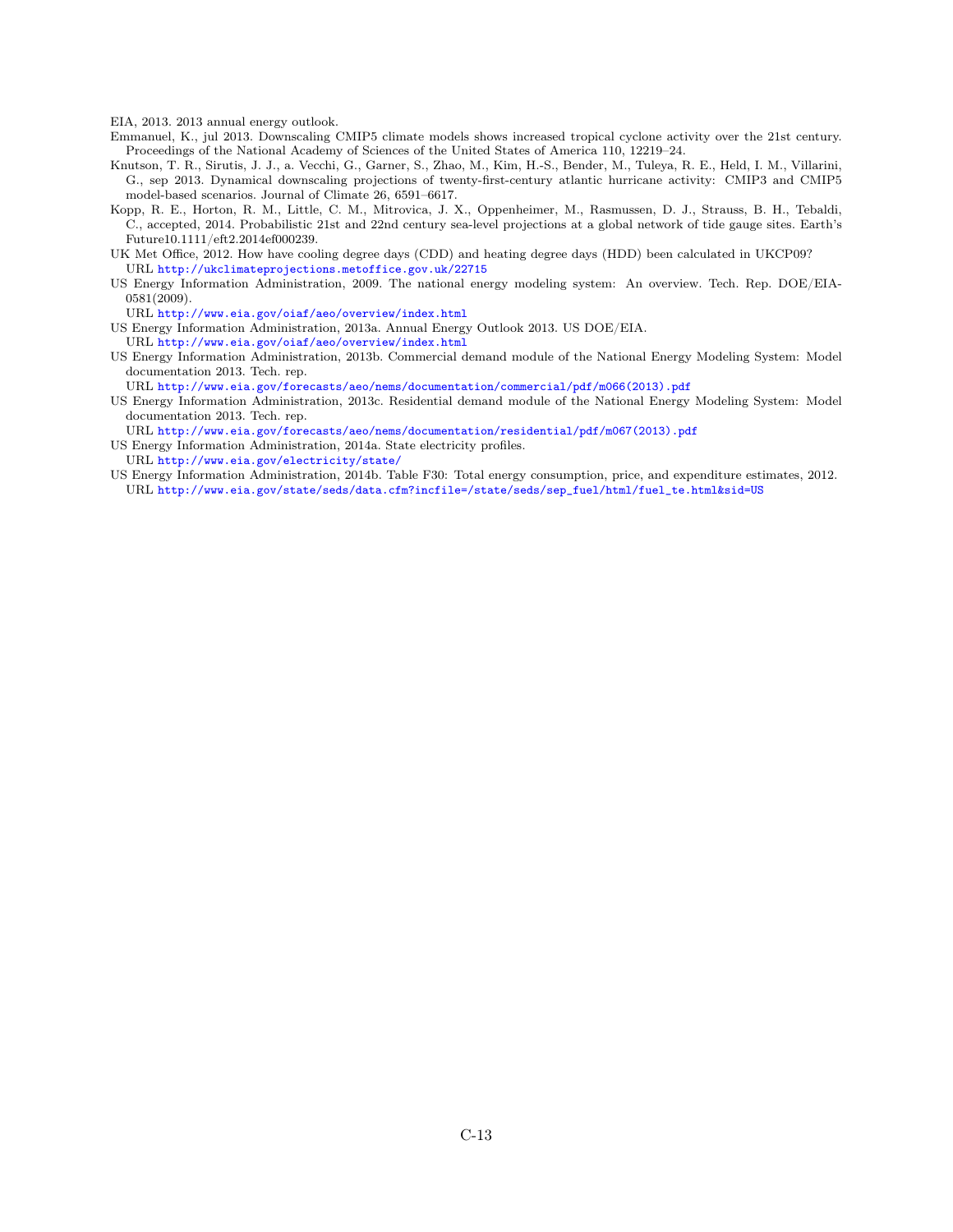EIA, 2013. 2013 annual energy outlook.

Emmanuel, K., jul 2013. Downscaling CMIP5 climate models shows increased tropical cyclone activity over the 21st century. Proceedings of the National Academy of Sciences of the United States of America 110, 12219–24.

Knutson, T. R., Sirutis, J. J., a. Vecchi, G., Garner, S., Zhao, M., Kim, H.-S., Bender, M., Tuleya, R. E., Held, I. M., Villarini, G., sep 2013. Dynamical downscaling projections of twenty-first-century atlantic hurricane activity: CMIP3 and CMIP5 model-based scenarios. Journal of Climate 26, 6591–6617.

Kopp, R. E., Horton, R. M., Little, C. M., Mitrovica, J. X., Oppenheimer, M., Rasmussen, D. J., Strauss, B. H., Tebaldi, C., accepted, 2014. Probabilistic 21st and 22nd century sea-level projections at a global network of tide gauge sites. Earth's Future10.1111/eft2.2014ef000239.

UK Met Office, 2012. How have cooling degree days (CDD) and heating degree days (HDD) been calculated in UKCP09? URL http://ukclimateprojections.metoffice.gov.uk/22715

US Energy Information Administration, 2009. The national energy modeling system: An overview. Tech. Rep. DOE/EIA-0581(2009).
URL http://www.eia.gov/oiaf/aeo/overview/index.html

US Energy Information Administration, 2013a. Annual Energy Outlook 2013. US DOE/EIA.
URL http://www.eia.gov/oiaf/aeo/overview/index.html

US Energy Information Administration, 2013b. Commercial demand module of the National Energy Modeling System: Model documentation 2013. Tech. rep.
URL http://www.eia.gov/forecasts/aeo/nems/documentation/commercial/pdf/m066(2013).pdf

US Energy Information Administration, 2013c. Residential demand module of the National Energy Modeling System: Model documentation 2013. Tech. rep.
URL http://www.eia.gov/forecasts/aeo/nems/documentation/residential/pdf/m067(2013).pdf

US Energy Information Administration, 2014a. State electricity profiles.
URL http://www.eia.gov/electricity/state/

US Energy Information Administration, 2014b. Table F30: Total energy consumption, price, and expenditure estimates, 2012.
URL http://www.eia.gov/state/seds/data.cfm?incfile=/state/seds/sep_fuel/html/fuel_te.html&sid=US